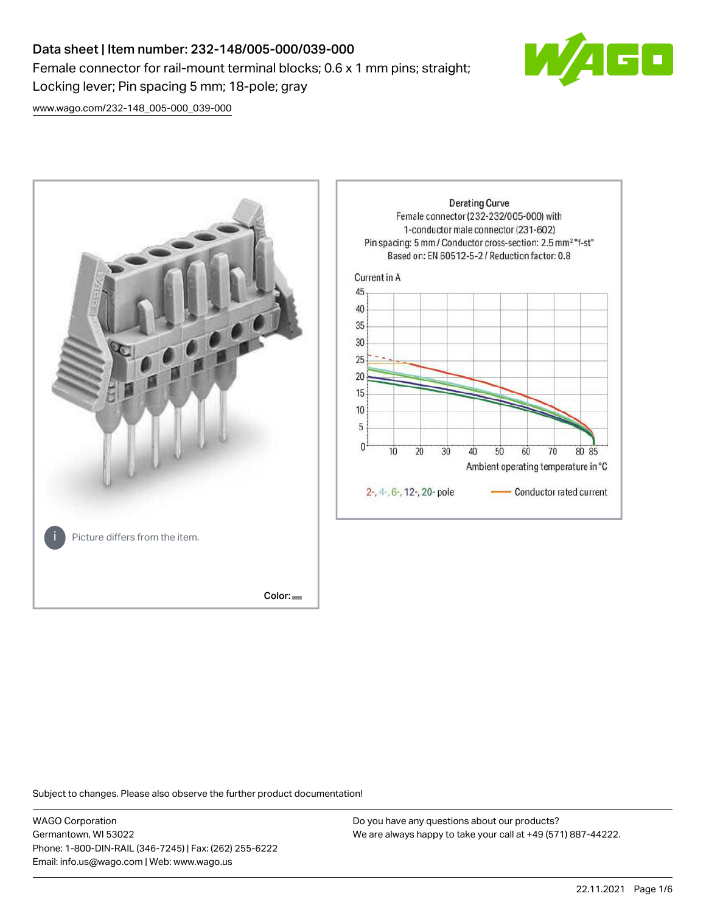# Data sheet | Item number: 232-148/005-000/039-000

Female connector for rail-mount terminal blocks; 0.6 x 1 mm pins; straight; Locking lever; Pin spacing 5 mm; 18-pole; gray

www.wago.com/232-148_005-000_039-000

Picture differs from the item.

Color:

Derating Curve
Female connector (232-232/005-000) with
1-conductor male connector (231-602)
Pin spacing: 5 mm / Conductor cross-section: 2.5 mm² "f-st"
Based on: EN 60512-5-2 / Reduction factor: 0.8

Current in A

Ambient operating temperature in °C

2-, 4-, 6-, 12-, 20- pole — Conductor rated current

Subject to changes. Please also observe the further product documentation!

WAGO Corporation
Germantown, WI 53022
Phone: 1-800-DIN-RAIL (346-7245) | Fax: (262) 255-6222
Email: info.us@wago.com | Web: www.wago.us

Do you have any questions about our products?
We are always happy to take your call at +49 (571) 887-44222.

22.11.2021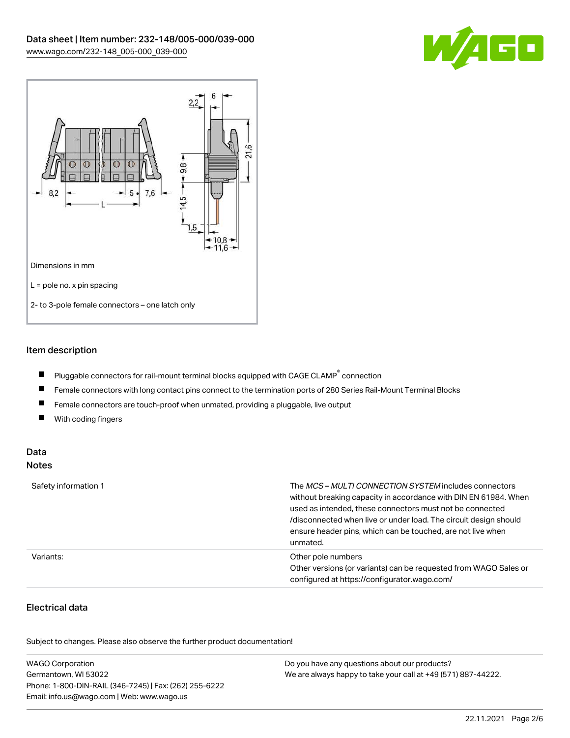Dimensions in mm

L = pole no. x pin spacing

2- to 3-pole female connectors – one latch only

## Item description

- Pluggable connectors for rail-mount terminal blocks equipped with CAGE CLAMP® connection
- Female connectors with long contact pins connect to the termination ports of 280 Series Rail-Mount Terminal Blocks
- Female connectors are touch-proof when unmated, providing a pluggable, live output
- With coding fingers

## Data

### Notes

| | |
|---|---|
| Safety information 1 | The *MCS – MULTI CONNECTION SYSTEM* includes connectors without breaking capacity in accordance with DIN EN 61984. When used as intended, these connectors must not be connected /disconnected when live or under load. The circuit design should ensure header pins, which can be touched, are not live when unmated. |
| Variants: | Other pole numbers<br>Other versions (or variants) can be requested from WAGO Sales or configured at https://configurator.wago.com/ |

### Electrical data

Subject to changes. Please also observe the further product documentation!

WAGO Corporation
Germantown, WI 53022
Phone: 1-800-DIN-RAIL (346-7245) | Fax: (262) 255-6222
Email: info.us@wago.com | Web: www.wago.us

Do you have any questions about our products?
We are always happy to take your call at +49 (571) 887-44222.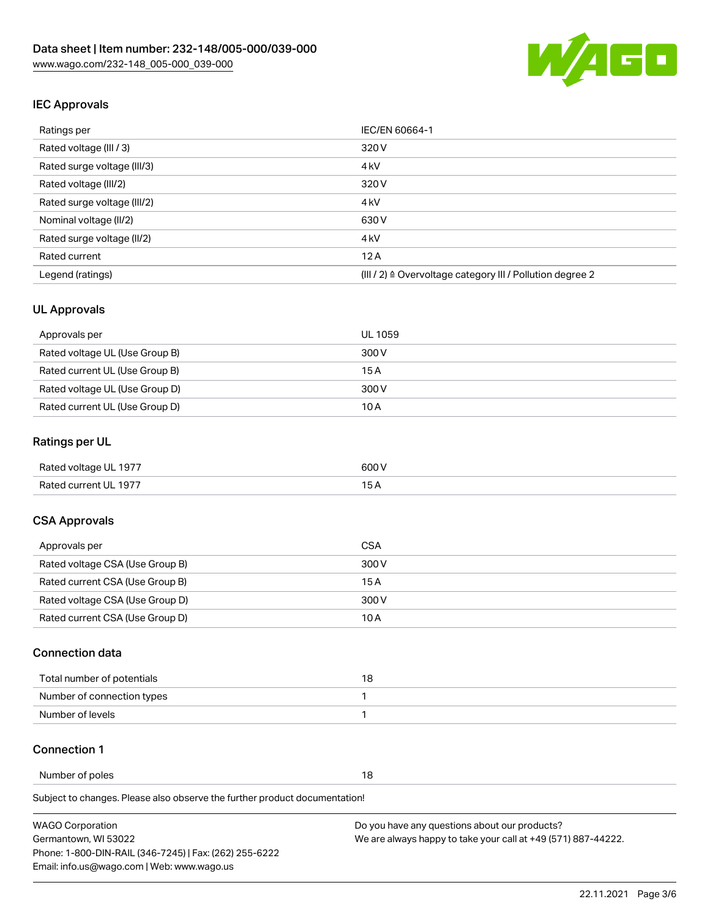## IEC Approvals

| Ratings per | IEC/EN 60664-1 |
| --- | --- |
| Rated voltage (III / 3) | 320 V |
| Rated surge voltage (III/3) | 4 kV |
| Rated voltage (III/2) | 320 V |
| Rated surge voltage (III/2) | 4 kV |
| Nominal voltage (II/2) | 630 V |
| Rated surge voltage (II/2) | 4 kV |
| Rated current | 12 A |
| Legend (ratings) | (III / 2) ≙ Overvoltage category III / Pollution degree 2 |

## UL Approvals

| Approvals per | UL 1059 |
| --- | --- |
| Rated voltage UL (Use Group B) | 300 V |
| Rated current UL (Use Group B) | 15 A |
| Rated voltage UL (Use Group D) | 300 V |
| Rated current UL (Use Group D) | 10 A |

## Ratings per UL

| Rated voltage UL 1977 | 600 V |
| --- | --- |
| Rated current UL 1977 | 15 A |

## CSA Approvals

| Approvals per | CSA |
| --- | --- |
| Rated voltage CSA (Use Group B) | 300 V |
| Rated current CSA (Use Group B) | 15 A |
| Rated voltage CSA (Use Group D) | 300 V |
| Rated current CSA (Use Group D) | 10 A |

## Connection data

| Total number of potentials | 18 |
| --- | --- |
| Number of connection types | 1 |
| Number of levels | 1 |

## Connection 1

| Number of poles | 18 |
| --- | --- |

Subject to changes. Please also observe the further product documentation!

WAGO Corporation
Germantown, WI 53022
Phone: 1-800-DIN-RAIL (346-7245) | Fax: (262) 255-6222
Email: info.us@wago.com | Web: www.wago.us

Do you have any questions about our products?
We are always happy to take your call at +49 (571) 887-44222.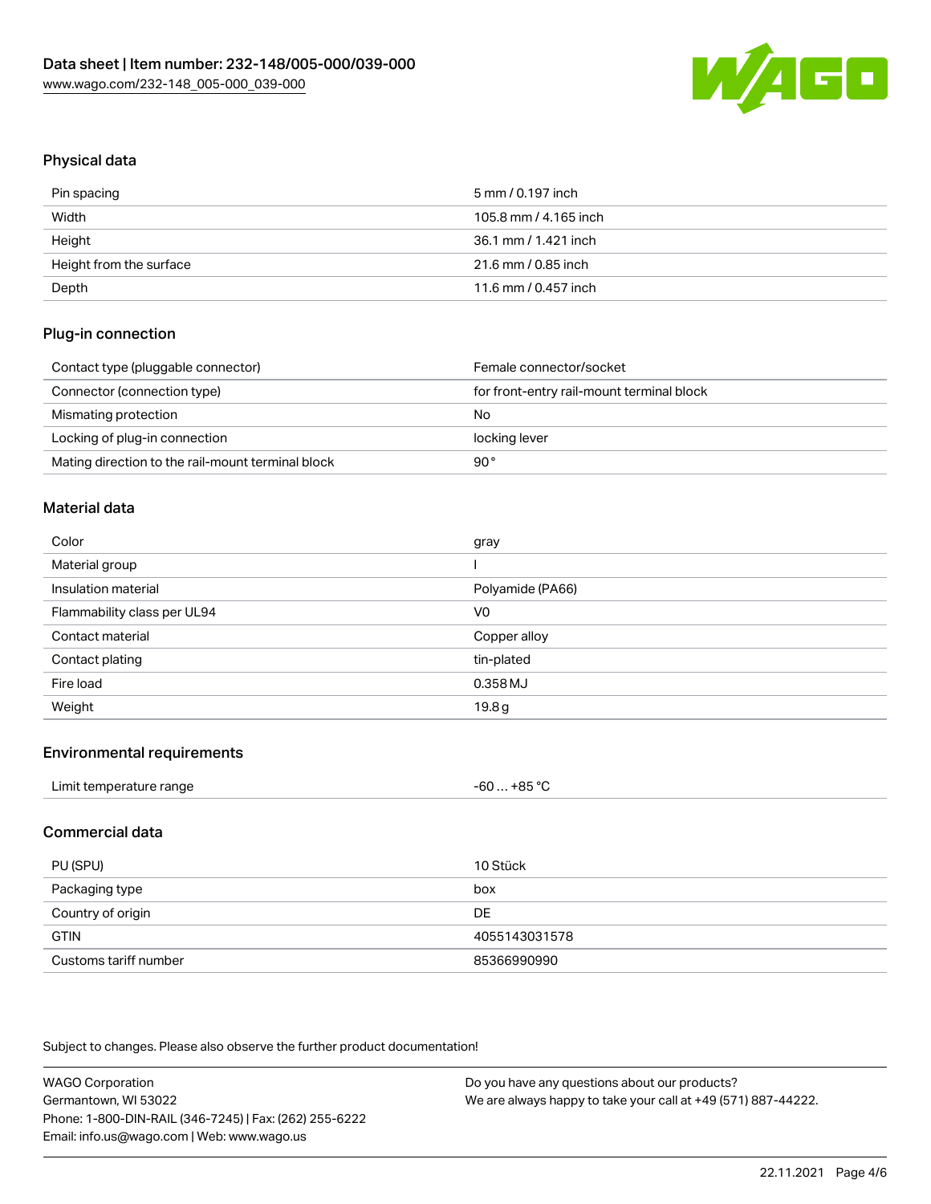## Physical data

| | |
|---|---|
| Pin spacing | 5 mm / 0.197 inch |
| Width | 105.8 mm / 4.165 inch |
| Height | 36.1 mm / 1.421 inch |
| Height from the surface | 21.6 mm / 0.85 inch |
| Depth | 11.6 mm / 0.457 inch |

## Plug-in connection

| | |
|---|---|
| Contact type (pluggable connector) | Female connector/socket |
| Connector (connection type) | for front-entry rail-mount terminal block |
| Mismating protection | No |
| Locking of plug-in connection | locking lever |
| Mating direction to the rail-mount terminal block | 90° |

## Material data

| | |
|---|---|
| Color | gray |
| Material group | I |
| Insulation material | Polyamide (PA66) |
| Flammability class per UL94 | V0 |
| Contact material | Copper alloy |
| Contact plating | tin-plated |
| Fire load | 0.358 MJ |
| Weight | 19.8 g |

## Environmental requirements

| | |
|---|---|
| Limit temperature range | -60 … +85 °C |

## Commercial data

| | |
|---|---|
| PU (SPU) | 10 Stück |
| Packaging type | box |
| Country of origin | DE |
| GTIN | 4055143031578 |
| Customs tariff number | 85366990990 |

Subject to changes. Please also observe the further product documentation!

WAGO Corporation
Germantown, WI 53022
Phone: 1-800-DIN-RAIL (346-7245) | Fax: (262) 255-6222
Email: info.us@wago.com | Web: www.wago.us

Do you have any questions about our products?
We are always happy to take your call at +49 (571) 887-44222.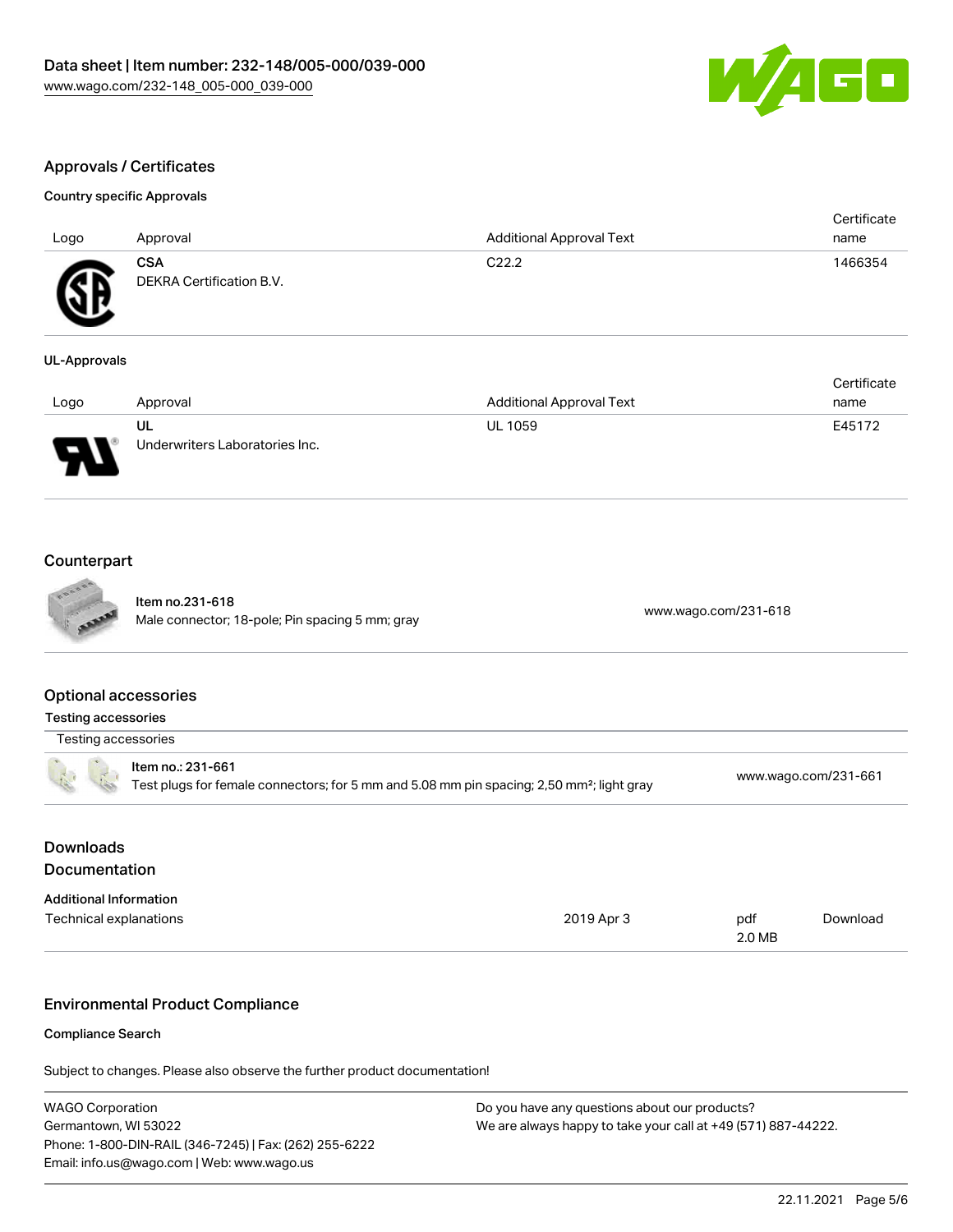## Approvals / Certificates

### Country specific Approvals

| Logo | Approval | Additional Approval Text | Certificate name |
|---|---|---|---|
| | **CSA**<br>DEKRA Certification B.V. | C22.2 | 1466354 |

### UL-Approvals

| Logo | Approval | Additional Approval Text | Certificate name |
|---|---|---|---|
| | **UL**<br>Underwriters Laboratories Inc. | UL 1059 | E45172 |

## Counterpart

| | | |
|---|---|---|
| | Item no.231-618<br>Male connector; 18-pole; Pin spacing 5 mm; gray | www.wago.com/231-618 |

## Optional accessories

### Testing accessories

| Testing accessories | | |
|---|---|---|
| | Item no.: 231-661<br>Test plugs for female connectors; for 5 mm and 5.08 mm pin spacing; 2,50 mm²; light gray | www.wago.com/231-661 |

## Downloads

## Documentation

### Additional Information

| | | | |
|---|---|---|---|
| Technical explanations | 2019 Apr 3 | pdf<br>2.0 MB | Download |

## Environmental Product Compliance

### Compliance Search

Subject to changes. Please also observe the further product documentation!

WAGO Corporation
Germantown, WI 53022
Phone: 1-800-DIN-RAIL (346-7245) | Fax: (262) 255-6222
Email: info.us@wago.com | Web: www.wago.us

Do you have any questions about our products?
We are always happy to take your call at +49 (571) 887-44222.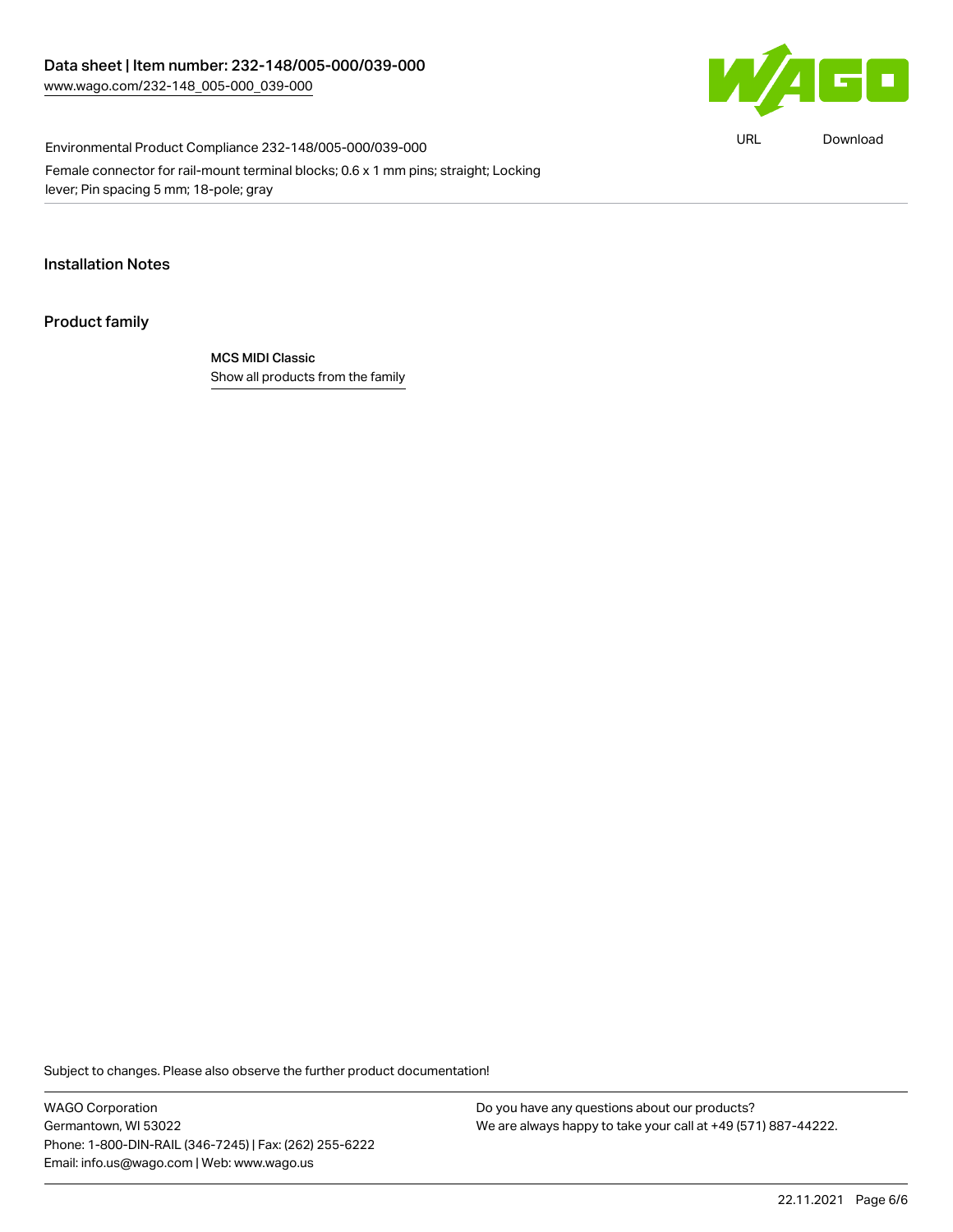Environmental Product Compliance 232-148/005-000/039-000

Female connector for rail-mount terminal blocks; 0.6 x 1 mm pins; straight; Locking lever; Pin spacing 5 mm; 18-pole; gray

## Installation Notes

## Product family

**MCS MIDI Classic**
Show all products from the family

Subject to changes. Please also observe the further product documentation!

WAGO Corporation
Germantown, WI 53022
Phone: 1-800-DIN-RAIL (346-7245) | Fax: (262) 255-6222
Email: info.us@wago.com | Web: www.wago.us

Do you have any questions about our products?
We are always happy to take your call at +49 (571) 887-44222.